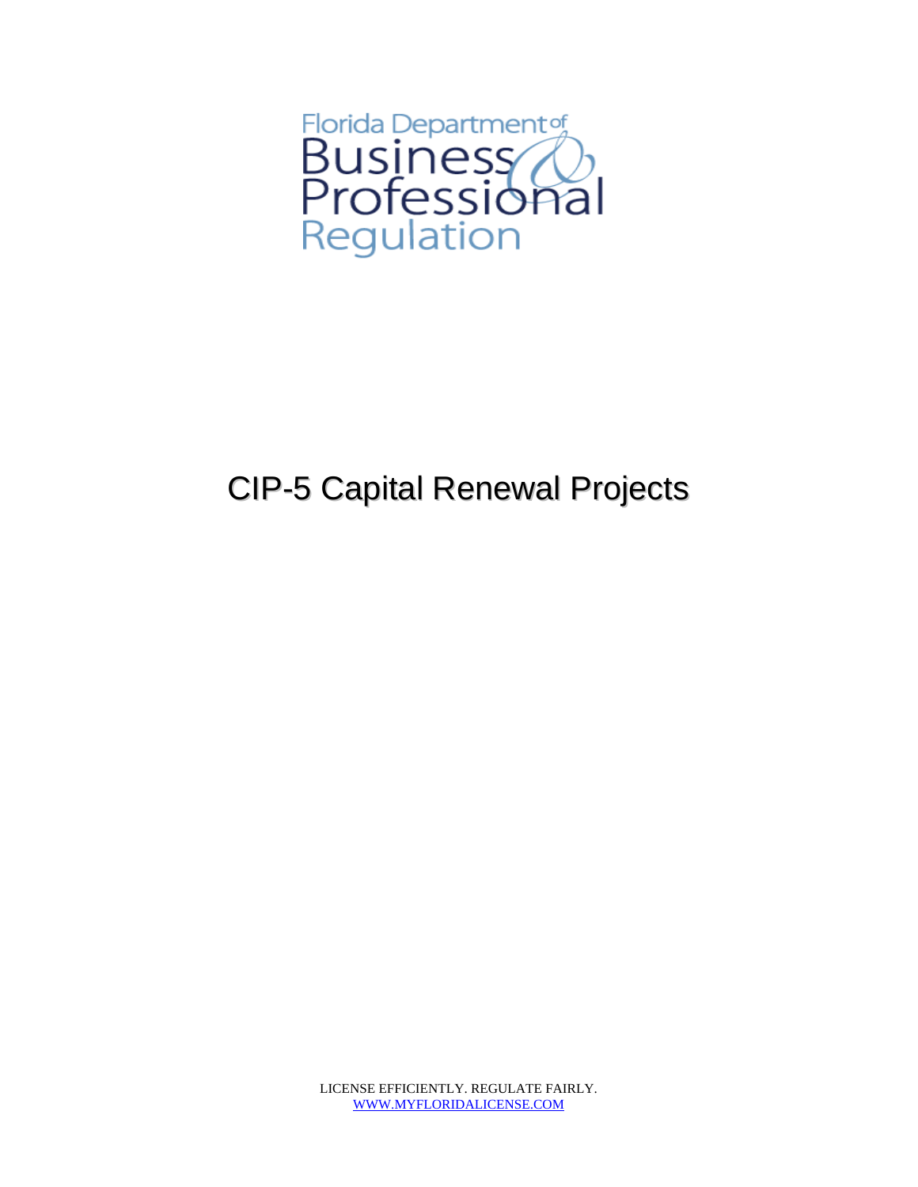Florida Department of Business & Professional Regulation

# CIP-5 Capital Renewal Projects

LICENSE EFFICIENTLY. REGULATE FAIRLY.
WWW.MYFLORIDALICENSE.COM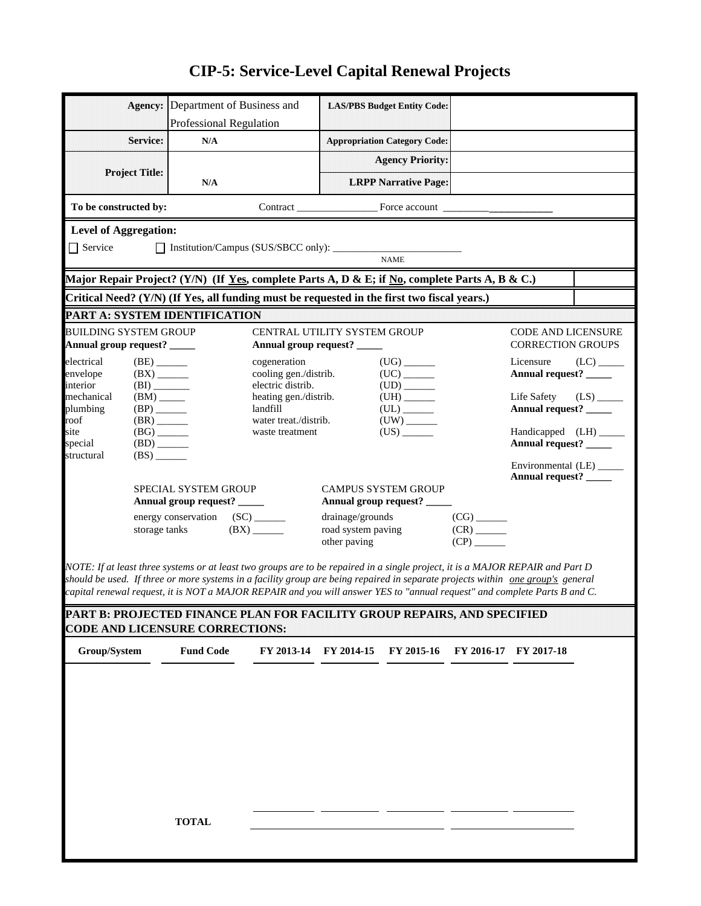# CIP-5: Service-Level Capital Renewal Projects

| | | | |
|---|---|---|---|
| **Agency:** | Department of Business and Professional Regulation | **LAS/PBS Budget Entity Code:** | |
| **Service:** | N/A | **Appropriation Category Code:** | |
| **Project Title:** | N/A | **Agency Priority:** | |
| | | **LRPP Narrative Page:** | |

**To be constructed by:** Contract _______________ Force account _____________________

**Level of Aggregation:**

☐ Service ☐ Institution/Campus (SUS/SBCC only): ________________________
NAME

| | |
|---|---|
| **Major Repair Project? (Y/N) (If Yes, complete Parts A, D & E; if No, complete Parts A, B & C.)** | |
| **Critical Need? (Y/N) (If Yes, all funding must be requested in the first two fiscal years.)** | |

## PART A: SYSTEM IDENTIFICATION

BUILDING SYSTEM GROUP
**Annual group request? _____**

- electrical (BE) ______
- envelope (BX) ______
- interior (BI) _______
- mechanical (BM) _____
- plumbing (BP) ______
- roof (BR) ______
- site (BG) ______
- special (BD) ______
- structural (BS) ______

CENTRAL UTILITY SYSTEM GROUP
**Annual group request? _____**

- cogeneration (UG) ______
- cooling gen./distrib. (UC) ______
- electric distrib. (UD) ______
- heating gen./distrib. (UH) ______
- landfill (UL) ______
- water treat./distrib. (UW) ______
- waste treatment (US) ______

CODE AND LICENSURE CORRECTION GROUPS

- Licensure (LC) _____
  **Annual request? _____**
- Life Safety (LS) _____
  **Annual request? _____**
- Handicapped (LH) _____
  **Annual request? _____**
- Environmental (LE) _____
  **Annual request? _____**

SPECIAL SYSTEM GROUP
**Annual group request? _____**

- energy conservation (SC) ______
- storage tanks (BX) ______

CAMPUS SYSTEM GROUP
**Annual group request? _____**

- drainage/grounds (CG) ______
- road system paving (CR) ______
- other paving (CP) ______

*NOTE: If at least three systems or at least two groups are to be repaired in a single project, it is a MAJOR REPAIR and Part D should be used. If three or more systems in a facility group are being repaired in separate projects within one group's general capital renewal request, it is NOT a MAJOR REPAIR and you will answer YES to "annual request" and complete Parts B and C.*

## PART B: PROJECTED FINANCE PLAN FOR FACILITY GROUP REPAIRS, AND SPECIFIED CODE AND LICENSURE CORRECTIONS:

| Group/System | Fund Code | FY 2013-14 | FY 2014-15 | FY 2015-16 | FY 2016-17 | FY 2017-18 |
|---|---|---|---|---|---|---|
| | | | | | | |
| | **TOTAL** | | | | | |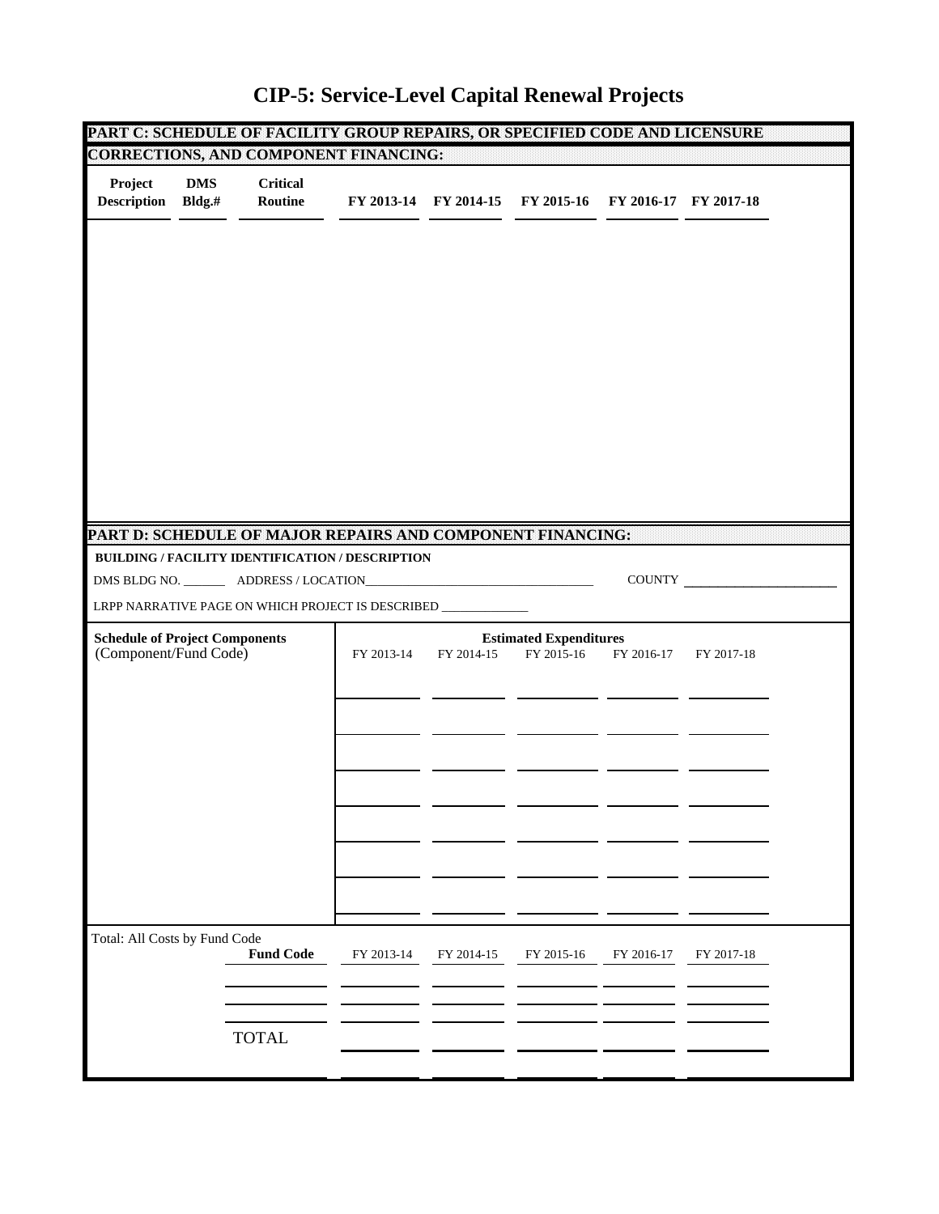# CIP-5: Service-Level Capital Renewal Projects

## PART C: SCHEDULE OF FACILITY GROUP REPAIRS, OR SPECIFIED CODE AND LICENSURE CORRECTIONS, AND COMPONENT FINANCING:

| Project Description | DMS Bldg.# | Critical Routine | FY 2013-14 | FY 2014-15 | FY 2015-16 | FY 2016-17 | FY 2017-18 |
|---|---|---|---|---|---|---|---|
| | | | | | | | |

## PART D: SCHEDULE OF MAJOR REPAIRS AND COMPONENT FINANCING:

**BUILDING / FACILITY IDENTIFICATION / DESCRIPTION**

DMS BLDG NO. _______ ADDRESS / LOCATION_____________________________________ COUNTY _______________________

LRPP NARRATIVE PAGE ON WHICH PROJECT IS DESCRIBED ______________

| **Schedule of Project Components** (Component/Fund Code) | **Estimated Expenditures** FY 2013-14 | FY 2014-15 | FY 2015-16 | FY 2016-17 | FY 2017-18 |
|---|---|---|---|---|---|
| | | | | | |
| | | | | | |
| | | | | | |
| | | | | | |
| | | | | | |
| | | | | | |
| | | | | | |

Total: All Costs by Fund Code

| **Fund Code** | FY 2013-14 | FY 2014-15 | FY 2015-16 | FY 2016-17 | FY 2017-18 |
|---|---|---|---|---|---|
| | | | | | |
| | | | | | |
| TOTAL | | | | | |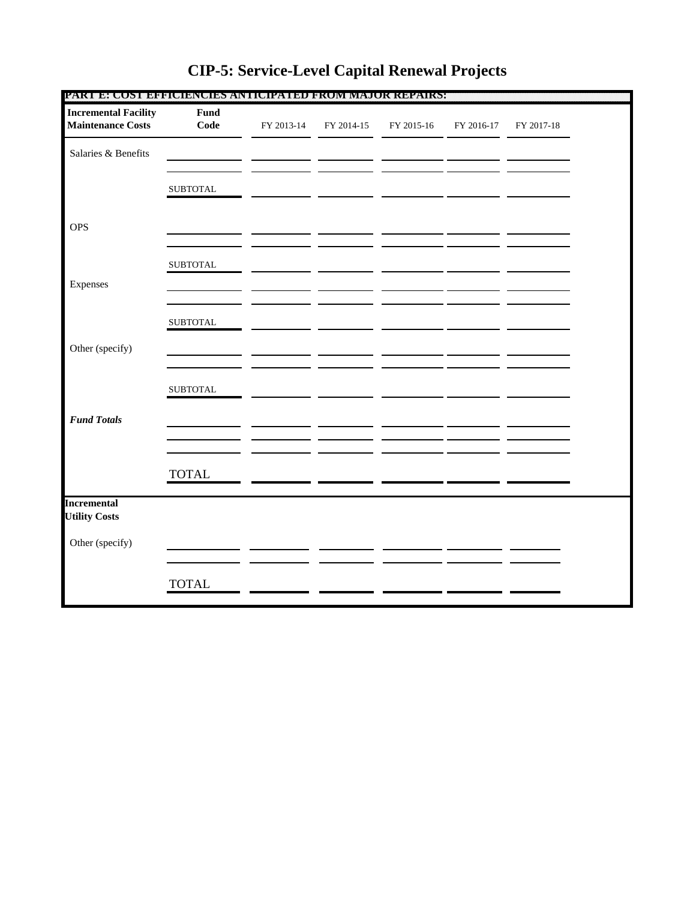# CIP-5: Service-Level Capital Renewal Projects

**PART E: COST EFFICIENCIES ANTICIPATED FROM MAJOR REPAIRS:**

| **Incremental Facility Maintenance Costs** | **Fund Code** | FY 2013-14 | FY 2014-15 | FY 2015-16 | FY 2016-17 | FY 2017-18 |
|---|---|---|---|---|---|---|
| Salaries & Benefits | | | | | | |
| | | | | | | |
| | SUBTOTAL | | | | | |
| OPS | | | | | | |
| | | | | | | |
| | SUBTOTAL | | | | | |
| Expenses | | | | | | |
| | | | | | | |
| | SUBTOTAL | | | | | |
| Other (specify) | | | | | | |
| | | | | | | |
| | SUBTOTAL | | | | | |
| ***Fund Totals*** | | | | | | |
| | | | | | | |
| | | | | | | |
| | TOTAL | | | | | |

| **Incremental Utility Costs** | | | | | | |
|---|---|---|---|---|---|---|
| Other (specify) | | | | | | |
| | | | | | | |
| | TOTAL | | | | | |